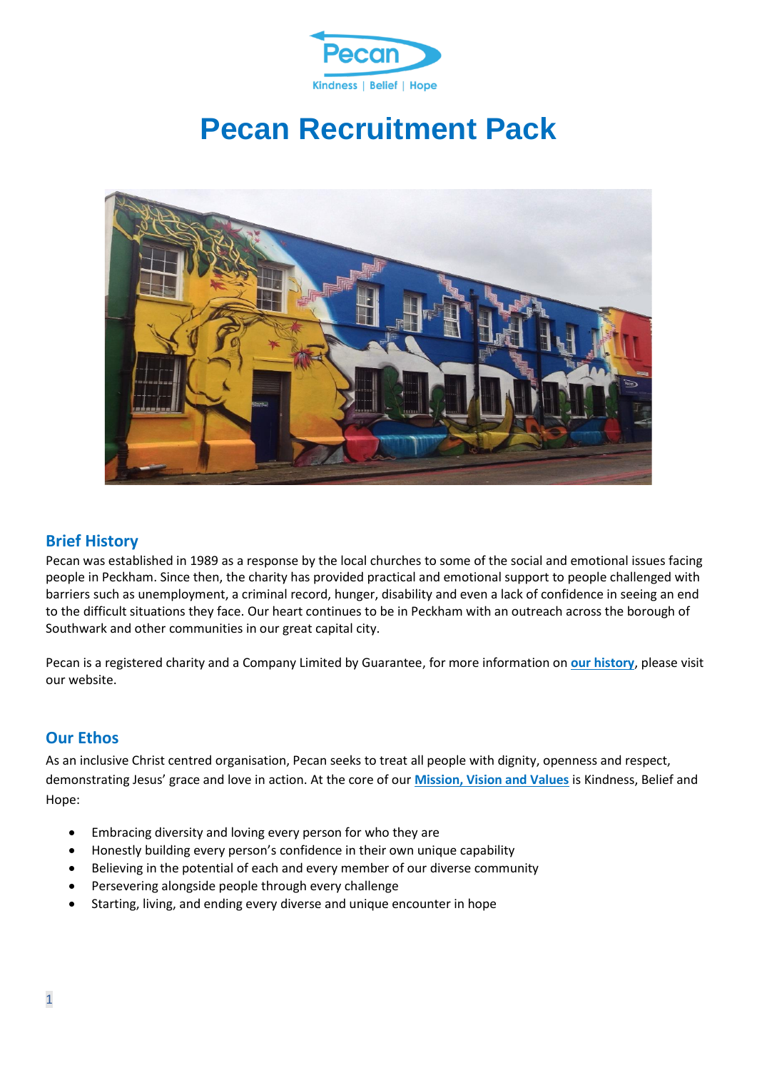# Pecan Recruitment Pack

## Brief History

Pecan was established in 1989 as a response by the local churches to some of the social and emotional issues facing people in Peckham. Since then, the charity has provided practical and emotional support to people challenged with barriers such as unemployment, a criminal record, hunger, disability and even a lack of confidence in seeing an end to the difficult situations they face. Our heart continues to be in Peckham with an outreach across the borough of Southwark and other communities in our great capital city.

Pecan is a registered charity and a Company Limited by Guarantee, for more information on **our history**, please visit our website.

## Our Ethos

As an inclusive Christ centred organisation, Pecan seeks to treat all people with dignity, openness and respect, demonstrating Jesus' grace and love in action. At the core of our **Mission, Vision and Values** is Kindness, Belief and Hope:

- Embracing diversity and loving every person for who they are
- Honestly building every person's confidence in their own unique capability
- Believing in the potential of each and every member of our diverse community
- Persevering alongside people through every challenge
- Starting, living, and ending every diverse and unique encounter in hope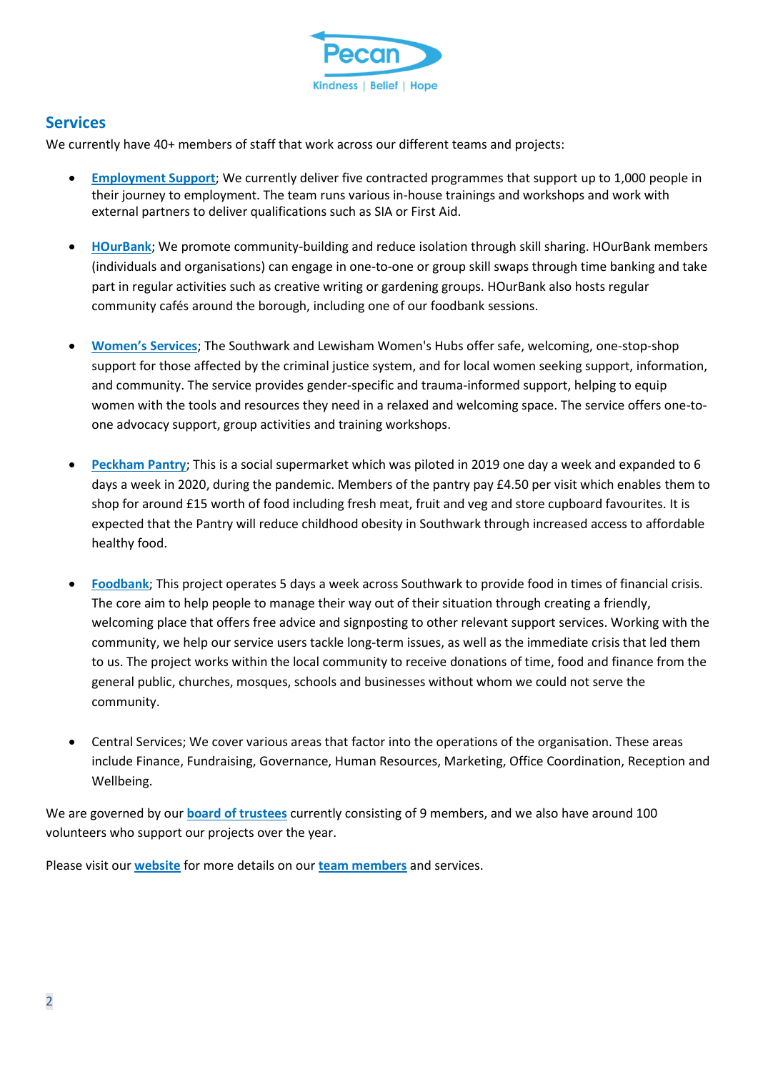## Services

We currently have 40+ members of staff that work across our different teams and projects:

- **Employment Support**; We currently deliver five contracted programmes that support up to 1,000 people in their journey to employment. The team runs various in-house trainings and workshops and work with external partners to deliver qualifications such as SIA or First Aid.

- **HOurBank**; We promote community-building and reduce isolation through skill sharing. HOurBank members (individuals and organisations) can engage in one-to-one or group skill swaps through time banking and take part in regular activities such as creative writing or gardening groups. HOurBank also hosts regular community cafés around the borough, including one of our foodbank sessions.

- **Women's Services**; The Southwark and Lewisham Women's Hubs offer safe, welcoming, one-stop-shop support for those affected by the criminal justice system, and for local women seeking support, information, and community. The service provides gender-specific and trauma-informed support, helping to equip women with the tools and resources they need in a relaxed and welcoming space. The service offers one-to-one advocacy support, group activities and training workshops.

- **Peckham Pantry**; This is a social supermarket which was piloted in 2019 one day a week and expanded to 6 days a week in 2020, during the pandemic. Members of the pantry pay £4.50 per visit which enables them to shop for around £15 worth of food including fresh meat, fruit and veg and store cupboard favourites. It is expected that the Pantry will reduce childhood obesity in Southwark through increased access to affordable healthy food.

- **Foodbank**; This project operates 5 days a week across Southwark to provide food in times of financial crisis. The core aim to help people to manage their way out of their situation through creating a friendly, welcoming place that offers free advice and signposting to other relevant support services. Working with the community, we help our service users tackle long-term issues, as well as the immediate crisis that led them to us. The project works within the local community to receive donations of time, food and finance from the general public, churches, mosques, schools and businesses without whom we could not serve the community.

- Central Services; We cover various areas that factor into the operations of the organisation. These areas include Finance, Fundraising, Governance, Human Resources, Marketing, Office Coordination, Reception and Wellbeing.

We are governed by our **board of trustees** currently consisting of 9 members, and we also have around 100 volunteers who support our projects over the year.

Please visit our **website** for more details on our **team members** and services.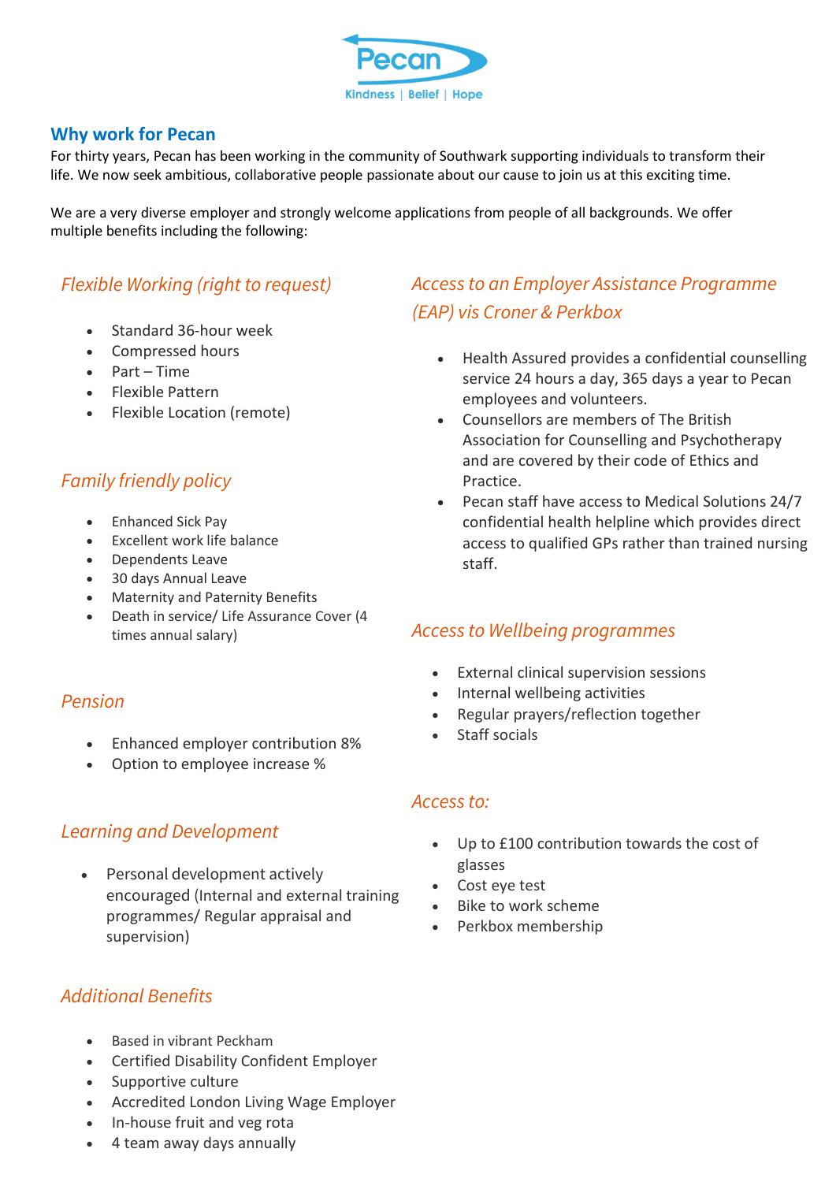Pecan

Kindness | Belief | Hope

## Why work for Pecan

For thirty years, Pecan has been working in the community of Southwark supporting individuals to transform their life. We now seek ambitious, collaborative people passionate about our cause to join us at this exciting time.

We are a very diverse employer and strongly welcome applications from people of all backgrounds. We offer multiple benefits including the following:

### *Flexible Working (right to request)*

- Standard 36-hour week
- Compressed hours
- Part – Time
- Flexible Pattern
- Flexible Location (remote)

### *Family friendly policy*

- Enhanced Sick Pay
- Excellent work life balance
- Dependents Leave
- 30 days Annual Leave
- Maternity and Paternity Benefits
- Death in service/ Life Assurance Cover (4 times annual salary)

### *Pension*

- Enhanced employer contribution 8%
- Option to employee increase %

### *Learning and Development*

- Personal development actively encouraged (Internal and external training programmes/ Regular appraisal and supervision)

### *Additional Benefits*

- Based in vibrant Peckham
- Certified Disability Confident Employer
- Supportive culture
- Accredited London Living Wage Employer
- In-house fruit and veg rota
- 4 team away days annually

### *Access to an Employer Assistance Programme (EAP) vis Croner & Perkbox*

- Health Assured provides a confidential counselling service 24 hours a day, 365 days a year to Pecan employees and volunteers.
- Counsellors are members of The British Association for Counselling and Psychotherapy and are covered by their code of Ethics and Practice.
- Pecan staff have access to Medical Solutions 24/7 confidential health helpline which provides direct access to qualified GPs rather than trained nursing staff.

### *Access to Wellbeing programmes*

- External clinical supervision sessions
- Internal wellbeing activities
- Regular prayers/reflection together
- Staff socials

### *Access to:*

- Up to £100 contribution towards the cost of glasses
- Cost eye test
- Bike to work scheme
- Perkbox membership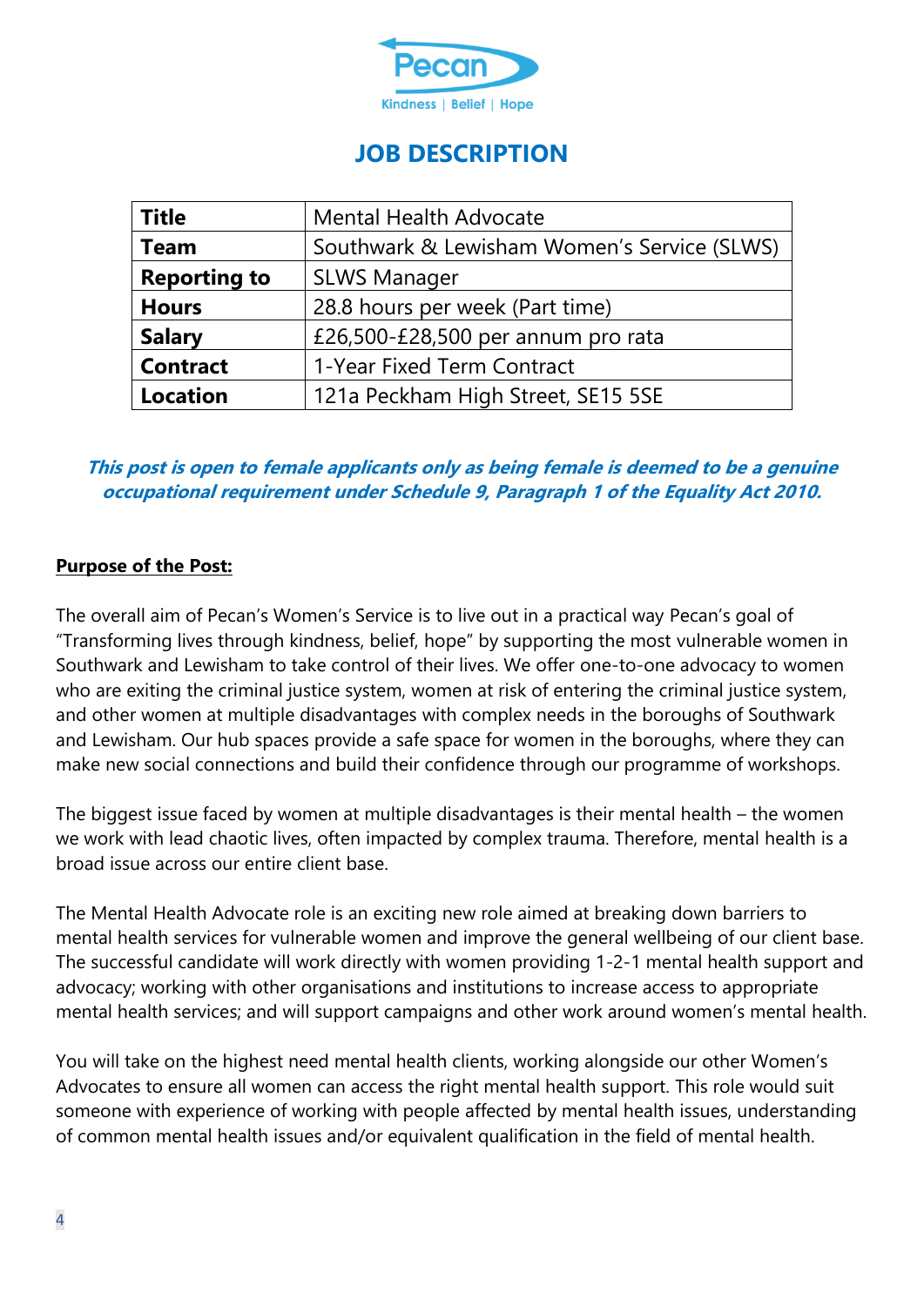Pecan

Kindness | Belief | Hope

# JOB DESCRIPTION

| **Title** | Mental Health Advocate |
|---|---|
| **Team** | Southwark & Lewisham Women's Service (SLWS) |
| **Reporting to** | SLWS Manager |
| **Hours** | 28.8 hours per week (Part time) |
| **Salary** | £26,500-£28,500 per annum pro rata |
| **Contract** | 1-Year Fixed Term Contract |
| **Location** | 121a Peckham High Street, SE15 5SE |

***This post is open to female applicants only as being female is deemed to be a genuine occupational requirement under Schedule 9, Paragraph 1 of the Equality Act 2010.***

## Purpose of the Post:

The overall aim of Pecan's Women's Service is to live out in a practical way Pecan's goal of "Transforming lives through kindness, belief, hope" by supporting the most vulnerable women in Southwark and Lewisham to take control of their lives. We offer one-to-one advocacy to women who are exiting the criminal justice system, women at risk of entering the criminal justice system, and other women at multiple disadvantages with complex needs in the boroughs of Southwark and Lewisham. Our hub spaces provide a safe space for women in the boroughs, where they can make new social connections and build their confidence through our programme of workshops.

The biggest issue faced by women at multiple disadvantages is their mental health – the women we work with lead chaotic lives, often impacted by complex trauma. Therefore, mental health is a broad issue across our entire client base.

The Mental Health Advocate role is an exciting new role aimed at breaking down barriers to mental health services for vulnerable women and improve the general wellbeing of our client base. The successful candidate will work directly with women providing 1-2-1 mental health support and advocacy; working with other organisations and institutions to increase access to appropriate mental health services; and will support campaigns and other work around women's mental health.

You will take on the highest need mental health clients, working alongside our other Women's Advocates to ensure all women can access the right mental health support. This role would suit someone with experience of working with people affected by mental health issues, understanding of common mental health issues and/or equivalent qualification in the field of mental health.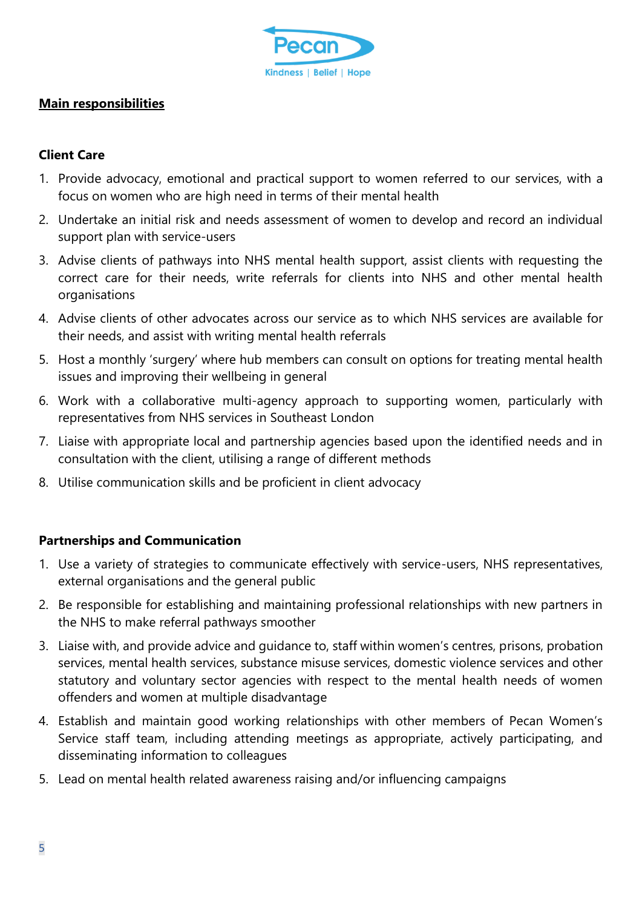## Main responsibilities

### Client Care

1. Provide advocacy, emotional and practical support to women referred to our services, with a focus on women who are high need in terms of their mental health
2. Undertake an initial risk and needs assessment of women to develop and record an individual support plan with service-users
3. Advise clients of pathways into NHS mental health support, assist clients with requesting the correct care for their needs, write referrals for clients into NHS and other mental health organisations
4. Advise clients of other advocates across our service as to which NHS services are available for their needs, and assist with writing mental health referrals
5. Host a monthly 'surgery' where hub members can consult on options for treating mental health issues and improving their wellbeing in general
6. Work with a collaborative multi-agency approach to supporting women, particularly with representatives from NHS services in Southeast London
7. Liaise with appropriate local and partnership agencies based upon the identified needs and in consultation with the client, utilising a range of different methods
8. Utilise communication skills and be proficient in client advocacy

### Partnerships and Communication

1. Use a variety of strategies to communicate effectively with service-users, NHS representatives, external organisations and the general public
2. Be responsible for establishing and maintaining professional relationships with new partners in the NHS to make referral pathways smoother
3. Liaise with, and provide advice and guidance to, staff within women's centres, prisons, probation services, mental health services, substance misuse services, domestic violence services and other statutory and voluntary sector agencies with respect to the mental health needs of women offenders and women at multiple disadvantage
4. Establish and maintain good working relationships with other members of Pecan Women's Service staff team, including attending meetings as appropriate, actively participating, and disseminating information to colleagues
5. Lead on mental health related awareness raising and/or influencing campaigns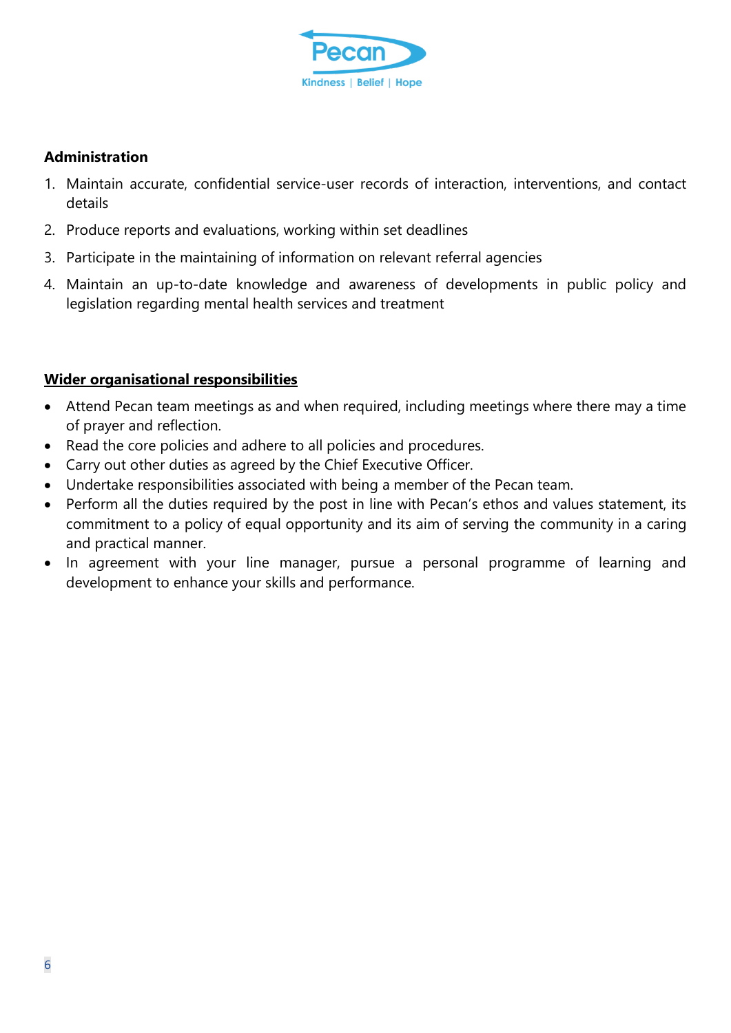**Administration**

1. Maintain accurate, confidential service-user records of interaction, interventions, and contact details
2. Produce reports and evaluations, working within set deadlines
3. Participate in the maintaining of information on relevant referral agencies
4. Maintain an up-to-date knowledge and awareness of developments in public policy and legislation regarding mental health services and treatment

**Wider organisational responsibilities**

- Attend Pecan team meetings as and when required, including meetings where there may a time of prayer and reflection.
- Read the core policies and adhere to all policies and procedures.
- Carry out other duties as agreed by the Chief Executive Officer.
- Undertake responsibilities associated with being a member of the Pecan team.
- Perform all the duties required by the post in line with Pecan's ethos and values statement, its commitment to a policy of equal opportunity and its aim of serving the community in a caring and practical manner.
- In agreement with your line manager, pursue a personal programme of learning and development to enhance your skills and performance.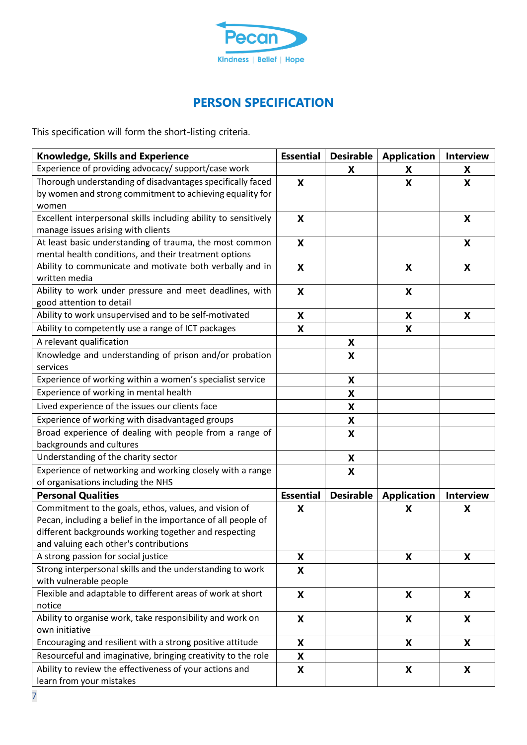# PERSON SPECIFICATION

This specification will form the short-listing criteria.

| Knowledge, Skills and Experience | Essential | Desirable | Application | Interview |
|---|---|---|---|---|
| Experience of providing advocacy/ support/case work | | X | X | X |
| Thorough understanding of disadvantages specifically faced by women and strong commitment to achieving equality for women | X | | X | X |
| Excellent interpersonal skills including ability to sensitively manage issues arising with clients | X | | | X |
| At least basic understanding of trauma, the most common mental health conditions, and their treatment options | X | | | X |
| Ability to communicate and motivate both verbally and in written media | X | | X | X |
| Ability to work under pressure and meet deadlines, with good attention to detail | X | | X | |
| Ability to work unsupervised and to be self-motivated | X | | X | X |
| Ability to competently use a range of ICT packages | X | | X | |
| A relevant qualification | | X | | |
| Knowledge and understanding of prison and/or probation services | | X | | |
| Experience of working within a women's specialist service | | X | | |
| Experience of working in mental health | | X | | |
| Lived experience of the issues our clients face | | X | | |
| Experience of working with disadvantaged groups | | X | | |
| Broad experience of dealing with people from a range of backgrounds and cultures | | X | | |
| Understanding of the charity sector | | X | | |
| Experience of networking and working closely with a range of organisations including the NHS | | X | | |
| **Personal Qualities** | **Essential** | **Desirable** | **Application** | **Interview** |
| Commitment to the goals, ethos, values, and vision of Pecan, including a belief in the importance of all people of different backgrounds working together and respecting and valuing each other's contributions | X | | X | X |
| A strong passion for social justice | X | | X | X |
| Strong interpersonal skills and the understanding to work with vulnerable people | X | | | |
| Flexible and adaptable to different areas of work at short notice | X | | X | X |
| Ability to organise work, take responsibility and work on own initiative | X | | X | X |
| Encouraging and resilient with a strong positive attitude | X | | X | X |
| Resourceful and imaginative, bringing creativity to the role | X | | | |
| Ability to review the effectiveness of your actions and learn from your mistakes | X | | X | X |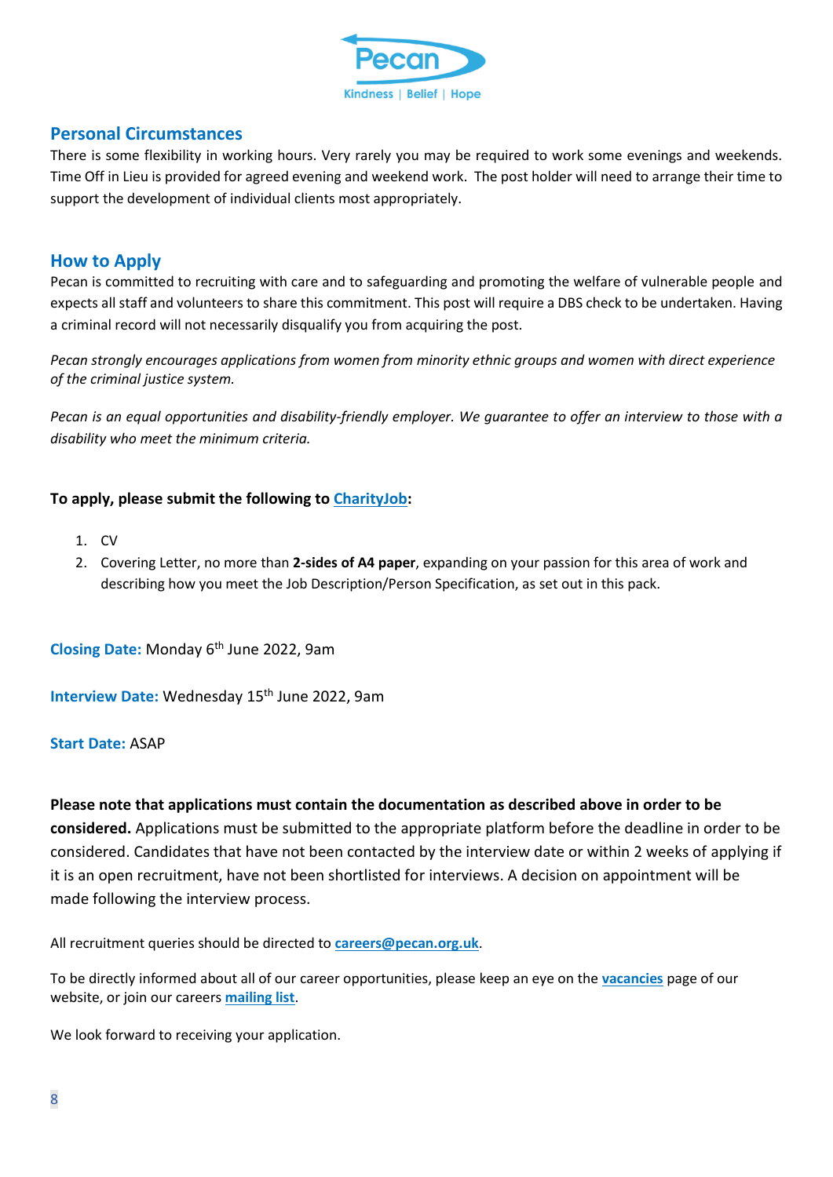## Personal Circumstances

There is some flexibility in working hours. Very rarely you may be required to work some evenings and weekends. Time Off in Lieu is provided for agreed evening and weekend work. The post holder will need to arrange their time to support the development of individual clients most appropriately.

## How to Apply

Pecan is committed to recruiting with care and to safeguarding and promoting the welfare of vulnerable people and expects all staff and volunteers to share this commitment. This post will require a DBS check to be undertaken. Having a criminal record will not necessarily disqualify you from acquiring the post.

*Pecan strongly encourages applications from women from minority ethnic groups and women with direct experience of the criminal justice system.*

*Pecan is an equal opportunities and disability-friendly employer. We guarantee to offer an interview to those with a disability who meet the minimum criteria.*

**To apply, please submit the following to CharityJob:**

1. CV
2. Covering Letter, no more than **2-sides of A4 paper**, expanding on your passion for this area of work and describing how you meet the Job Description/Person Specification, as set out in this pack.

**Closing Date:** Monday 6th June 2022, 9am

**Interview Date:** Wednesday 15th June 2022, 9am

**Start Date:** ASAP

**Please note that applications must contain the documentation as described above in order to be considered.** Applications must be submitted to the appropriate platform before the deadline in order to be considered. Candidates that have not been contacted by the interview date or within 2 weeks of applying if it is an open recruitment, have not been shortlisted for interviews. A decision on appointment will be made following the interview process.

All recruitment queries should be directed to **careers@pecan.org.uk**.

To be directly informed about all of our career opportunities, please keep an eye on the **vacancies** page of our website, or join our careers **mailing list**.

We look forward to receiving your application.